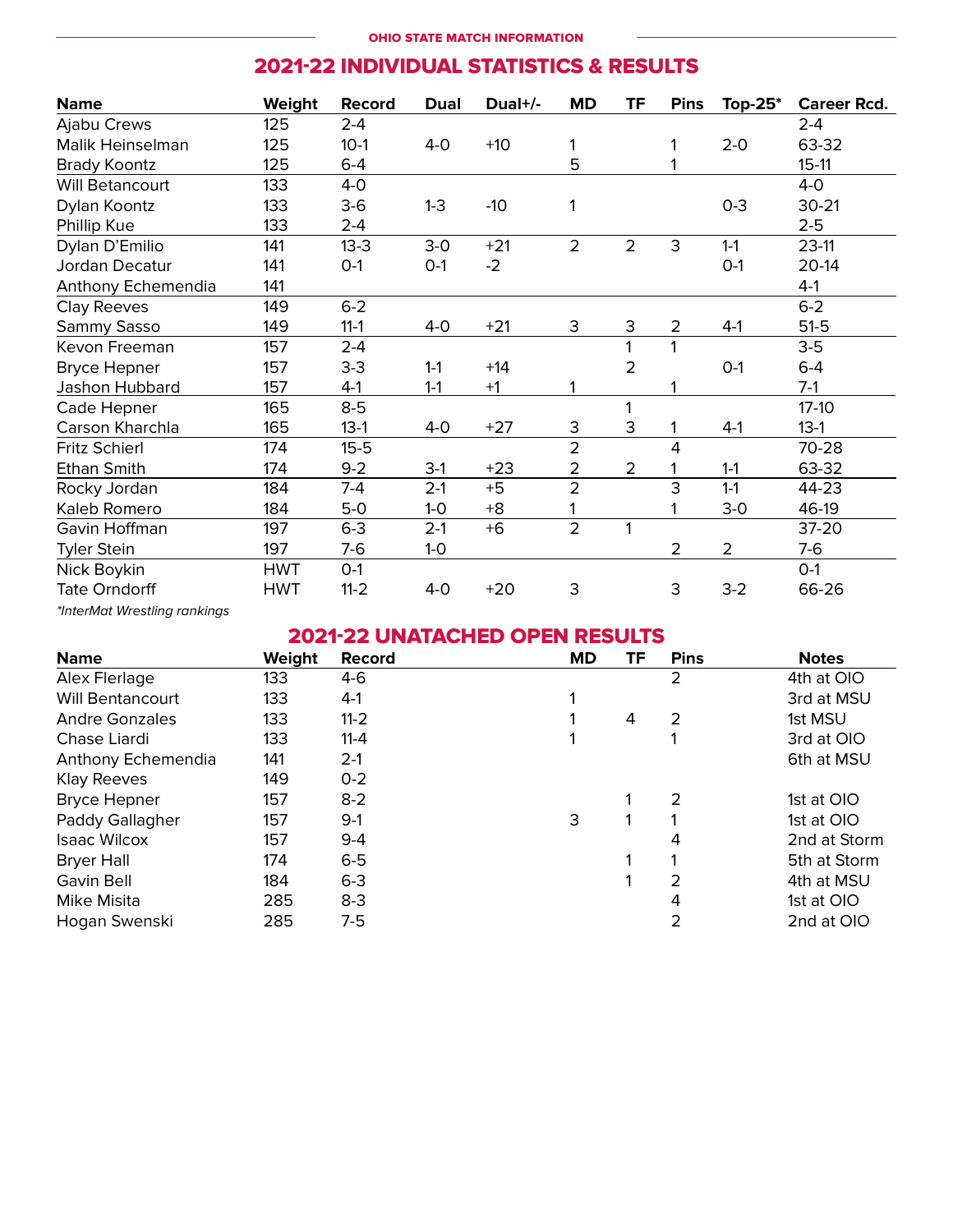## 2021-22 INDIVIDUAL STATISTICS & RESULTS

| Name | Weight | Record | Dual | Dual+/- | MD | TF | Pins | Top-25* | Career Rcd. |
|---|---|---|---|---|---|---|---|---|---|
| Ajabu Crews | 125 | 2-4 | | | | | | | 2-4 |
| Malik Heinselman | 125 | 10-1 | 4-0 | +10 | 1 | | 1 | 2-0 | 63-32 |
| Brady Koontz | 125 | 6-4 | | | 5 | | 1 | | 15-11 |
| Will Betancourt | 133 | 4-0 | | | | | | | 4-0 |
| Dylan Koontz | 133 | 3-6 | 1-3 | -10 | 1 | | | 0-3 | 30-21 |
| Phillip Kue | 133 | 2-4 | | | | | | | 2-5 |
| Dylan D'Emilio | 141 | 13-3 | 3-0 | +21 | 2 | 2 | 3 | 1-1 | 23-11 |
| Jordan Decatur | 141 | 0-1 | 0-1 | -2 | | | | 0-1 | 20-14 |
| Anthony Echemendia | 141 | | | | | | | | 4-1 |
| Clay Reeves | 149 | 6-2 | | | | | | | 6-2 |
| Sammy Sasso | 149 | 11-1 | 4-0 | +21 | 3 | 3 | 2 | 4-1 | 51-5 |
| Kevon Freeman | 157 | 2-4 | | | | 1 | 1 | | 3-5 |
| Bryce Hepner | 157 | 3-3 | 1-1 | +14 | | 2 | | 0-1 | 6-4 |
| Jashon Hubbard | 157 | 4-1 | 1-1 | +1 | 1 | | 1 | | 7-1 |
| Cade Hepner | 165 | 8-5 | | | | 1 | | | 17-10 |
| Carson Kharchla | 165 | 13-1 | 4-0 | +27 | 3 | 3 | 1 | 4-1 | 13-1 |
| Fritz Schierl | 174 | 15-5 | | | 2 | | 4 | | 70-28 |
| Ethan Smith | 174 | 9-2 | 3-1 | +23 | 2 | 2 | 1 | 1-1 | 63-32 |
| Rocky Jordan | 184 | 7-4 | 2-1 | +5 | 2 | | 3 | 1-1 | 44-23 |
| Kaleb Romero | 184 | 5-0 | 1-0 | +8 | 1 | | 1 | 3-0 | 46-19 |
| Gavin Hoffman | 197 | 6-3 | 2-1 | +6 | 2 | 1 | | | 37-20 |
| Tyler Stein | 197 | 7-6 | 1-0 | | | | 2 | 2 | 7-6 |
| Nick Boykin | HWT | 0-1 | | | | | | | 0-1 |
| Tate Orndorff | HWT | 11-2 | 4-0 | +20 | 3 | | 3 | 3-2 | 66-26 |

*InterMat Wrestling rankings*

## 2021-22 UNATACHED OPEN RESULTS

| Name | Weight | Record | MD | TF | Pins | Notes |
|---|---|---|---|---|---|---|
| Alex Flerlage | 133 | 4-6 | | | 2 | 4th at OIO |
| Will Bentancourt | 133 | 4-1 | 1 | | | 3rd at MSU |
| Andre Gonzales | 133 | 11-2 | 1 | 4 | 2 | 1st MSU |
| Chase Liardi | 133 | 11-4 | 1 | | 1 | 3rd at OIO |
| Anthony Echemendia | 141 | 2-1 | | | | 6th at MSU |
| Klay Reeves | 149 | 0-2 | | | | |
| Bryce Hepner | 157 | 8-2 | | 1 | 2 | 1st at OIO |
| Paddy Gallagher | 157 | 9-1 | 3 | 1 | 1 | 1st at OIO |
| Isaac Wilcox | 157 | 9-4 | | | 4 | 2nd at Storm |
| Bryer Hall | 174 | 6-5 | | 1 | 1 | 5th at Storm |
| Gavin Bell | 184 | 6-3 | | 1 | 2 | 4th at MSU |
| Mike Misita | 285 | 8-3 | | | 4 | 1st at OIO |
| Hogan Swenski | 285 | 7-5 | | | 2 | 2nd at OIO |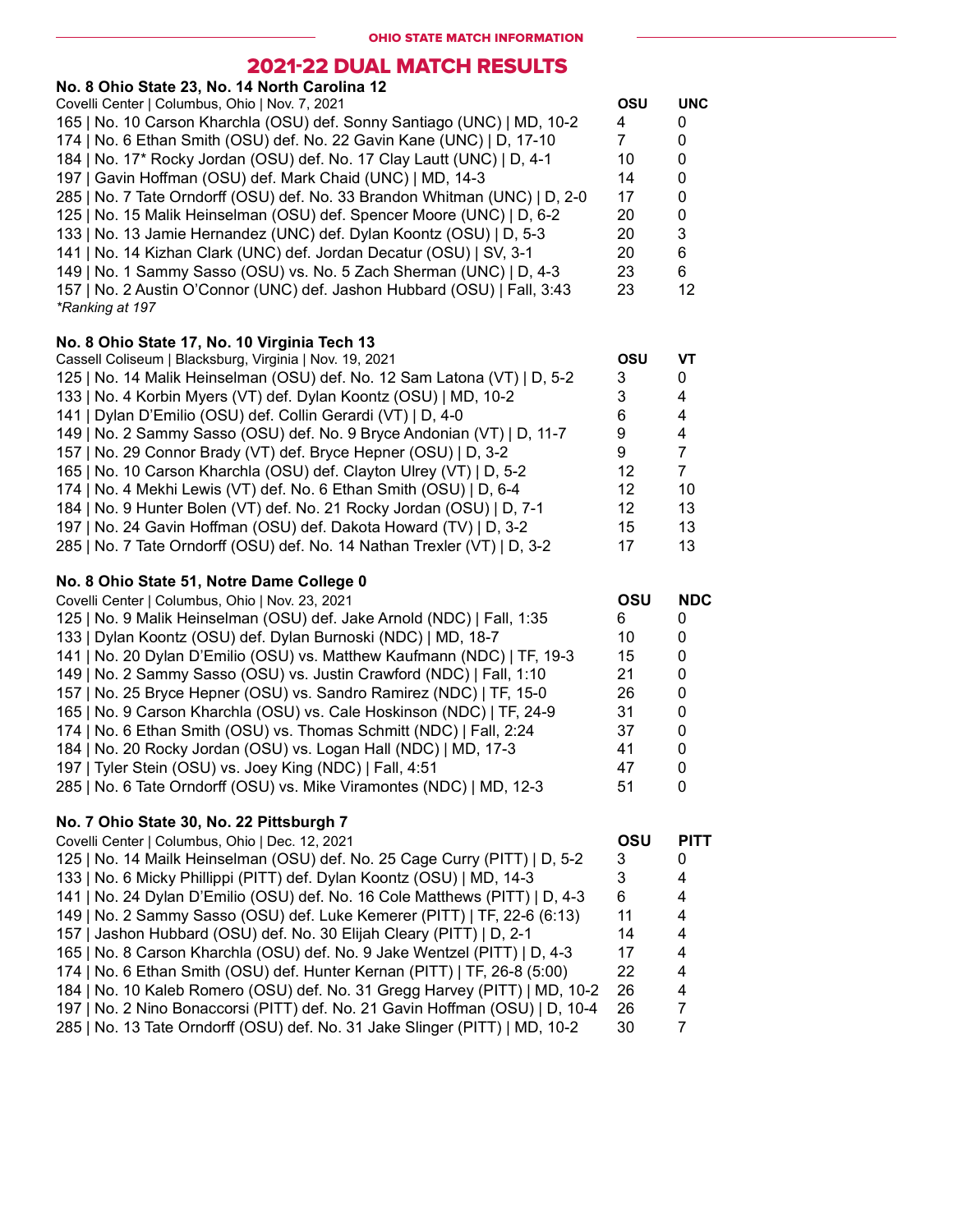## 2021-22 DUAL MATCH RESULTS

### No. 8 Ohio State 23, No. 14 North Carolina 12

| Covelli Center \| Columbus, Ohio \| Nov. 7, 2021 | OSU | UNC |
|---|---|---|
| 165 \| No. 10 Carson Kharchla (OSU) def. Sonny Santiago (UNC) \| MD, 10-2 | 4 | 0 |
| 174 \| No. 6 Ethan Smith (OSU) def. No. 22 Gavin Kane (UNC) \| D, 17-10 | 7 | 0 |
| 184 \| No. 17* Rocky Jordan (OSU) def. No. 17 Clay Lautt (UNC) \| D, 4-1 | 10 | 0 |
| 197 \| Gavin Hoffman (OSU) def. Mark Chaid (UNC) \| MD, 14-3 | 14 | 0 |
| 285 \| No. 7 Tate Orndorff (OSU) def. No. 33 Brandon Whitman (UNC) \| D, 2-0 | 17 | 0 |
| 125 \| No. 15 Malik Heinselman (OSU) def. Spencer Moore (UNC) \| D, 6-2 | 20 | 0 |
| 133 \| No. 13 Jamie Hernandez (UNC) def. Dylan Koontz (OSU) \| D, 5-3 | 20 | 3 |
| 141 \| No. 14 Kizhan Clark (UNC) def. Jordan Decatur (OSU) \| SV, 3-1 | 20 | 6 |
| 149 \| No. 1 Sammy Sasso (OSU) vs. No. 5 Zach Sherman (UNC) \| D, 4-3 | 23 | 6 |
| 157 \| No. 2 Austin O'Connor (UNC) def. Jashon Hubbard (OSU) \| Fall, 3:43 | 23 | 12 |

*Ranking at 197

### No. 8 Ohio State 17, No. 10 Virginia Tech 13

| Cassell Coliseum \| Blacksburg, Virginia \| Nov. 19, 2021 | OSU | VT |
|---|---|---|
| 125 \| No. 14 Malik Heinselman (OSU) def. No. 12 Sam Latona (VT) \| D, 5-2 | 3 | 0 |
| 133 \| No. 4 Korbin Myers (VT) def. Dylan Koontz (OSU) \| MD, 10-2 | 3 | 4 |
| 141 \| Dylan D'Emilio (OSU) def. Collin Gerardi (VT) \| D, 4-0 | 6 | 4 |
| 149 \| No. 2 Sammy Sasso (OSU) def. No. 9 Bryce Andonian (VT) \| D, 11-7 | 9 | 4 |
| 157 \| No. 29 Connor Brady (VT) def. Bryce Hepner (OSU) \| D, 3-2 | 9 | 7 |
| 165 \| No. 10 Carson Kharchla (OSU) def. Clayton Ulrey (VT) \| D, 5-2 | 12 | 7 |
| 174 \| No. 4 Mekhi Lewis (VT) def. No. 6 Ethan Smith (OSU) \| D, 6-4 | 12 | 10 |
| 184 \| No. 9 Hunter Bolen (VT) def. No. 21 Rocky Jordan (OSU) \| D, 7-1 | 12 | 13 |
| 197 \| No. 24 Gavin Hoffman (OSU) def. Dakota Howard (TV) \| D, 3-2 | 15 | 13 |
| 285 \| No. 7 Tate Orndorff (OSU) def. No. 14 Nathan Trexler (VT) \| D, 3-2 | 17 | 13 |

### No. 8 Ohio State 51, Notre Dame College 0

| Covelli Center \| Columbus, Ohio \| Nov. 23, 2021 | OSU | NDC |
|---|---|---|
| 125 \| No. 9 Malik Heinselman (OSU) def. Jake Arnold (NDC) \| Fall, 1:35 | 6 | 0 |
| 133 \| Dylan Koontz (OSU) def. Dylan Burnoski (NDC) \| MD, 18-7 | 10 | 0 |
| 141 \| No. 20 Dylan D'Emilio (OSU) vs. Matthew Kaufmann (NDC) \| TF, 19-3 | 15 | 0 |
| 149 \| No. 2 Sammy Sasso (OSU) vs. Justin Crawford (NDC) \| Fall, 1:10 | 21 | 0 |
| 157 \| No. 25 Bryce Hepner (OSU) vs. Sandro Ramirez (NDC) \| TF, 15-0 | 26 | 0 |
| 165 \| No. 9 Carson Kharchla (OSU) vs. Cale Hoskinson (NDC) \| TF, 24-9 | 31 | 0 |
| 174 \| No. 6 Ethan Smith (OSU) vs. Thomas Schmitt (NDC) \| Fall, 2:24 | 37 | 0 |
| 184 \| No. 20 Rocky Jordan (OSU) vs. Logan Hall (NDC) \| MD, 17-3 | 41 | 0 |
| 197 \| Tyler Stein (OSU) vs. Joey King (NDC) \| Fall, 4:51 | 47 | 0 |
| 285 \| No. 6 Tate Orndorff (OSU) vs. Mike Viramontes (NDC) \| MD, 12-3 | 51 | 0 |

### No. 7 Ohio State 30, No. 22 Pittsburgh 7

| Covelli Center \| Columbus, Ohio \| Dec. 12, 2021 | OSU | PITT |
|---|---|---|
| 125 \| No. 14 Mailk Heinselman (OSU) def. No. 25 Cage Curry (PITT) \| D, 5-2 | 3 | 0 |
| 133 \| No. 6 Micky Phillippi (PITT) def. Dylan Koontz (OSU) \| MD, 14-3 | 3 | 4 |
| 141 \| No. 24 Dylan D'Emilio (OSU) def. No. 16 Cole Matthews (PITT) \| D, 4-3 | 6 | 4 |
| 149 \| No. 2 Sammy Sasso (OSU) def. Luke Kemerer (PITT) \| TF, 22-6 (6:13) | 11 | 4 |
| 157 \| Jashon Hubbard (OSU) def. No. 30 Elijah Cleary (PITT) \| D, 2-1 | 14 | 4 |
| 165 \| No. 8 Carson Kharchla (OSU) def. No. 9 Jake Wentzel (PITT) \| D, 4-3 | 17 | 4 |
| 174 \| No. 6 Ethan Smith (OSU) def. Hunter Kernan (PITT) \| TF, 26-8 (5:00) | 22 | 4 |
| 184 \| No. 10 Kaleb Romero (OSU) def. No. 31 Gregg Harvey (PITT) \| MD, 10-2 | 26 | 4 |
| 197 \| No. 2 Nino Bonaccorsi (PITT) def. No. 21 Gavin Hoffman (OSU) \| D, 10-4 | 26 | 7 |
| 285 \| No. 13 Tate Orndorff (OSU) def. No. 31 Jake Slinger (PITT) \| MD, 10-2 | 30 | 7 |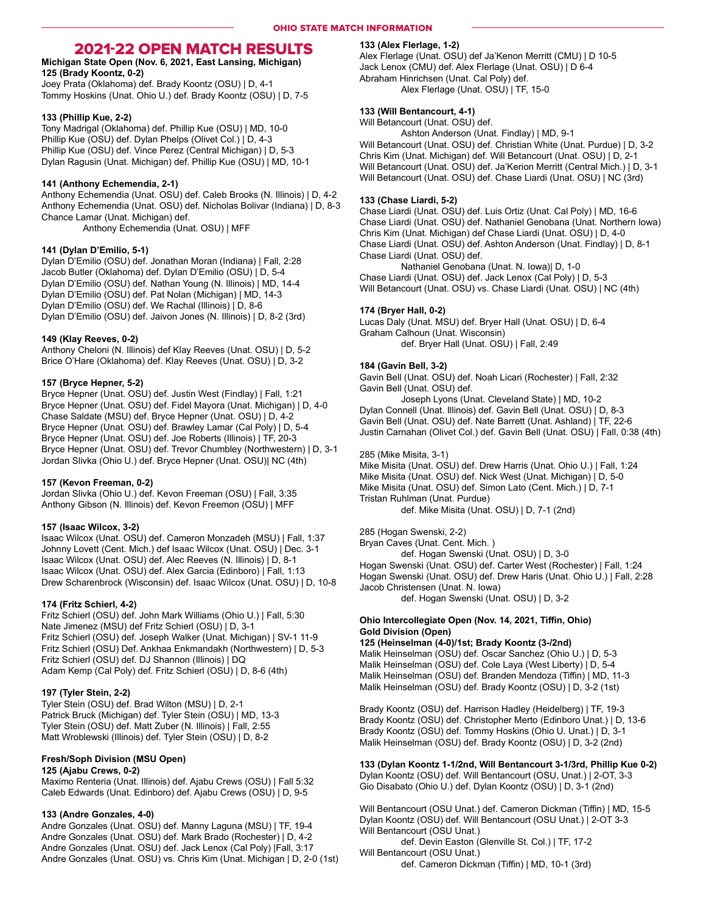# 2021-22 OPEN MATCH RESULTS

**Michigan State Open (Nov. 6, 2021, East Lansing, Michigan)**

**125 (Brady Koontz, 0-2)**
Joey Prata (Oklahoma) def. Brady Koontz (OSU) | D, 4-1
Tommy Hoskins (Unat. Ohio U.) def. Brady Koontz (OSU) | D, 7-5

**133 (Phillip Kue, 2-2)**
Tony Madrigal (Oklahoma) def. Phillip Kue (OSU) | MD, 10-0
Phillip Kue (OSU) def. Dylan Phelps (Olivet Col.) | D, 4-3
Phillip Kue (OSU) def. Vince Perez (Central Michigan) | D, 5-3
Dylan Ragusin (Unat. Michigan) def. Phillip Kue (OSU) | MD, 10-1

**141 (Anthony Echemendia, 2-1)**
Anthony Echemendia (Unat. OSU) def. Caleb Brooks (N. Illinois) | D, 4-2
Anthony Echemendia (Unat. OSU) def. Nicholas Bolivar (Indiana) | D, 8-3
Chance Lamar (Unat. Michigan) def. Anthony Echemendia (Unat. OSU) | MFF

**141 (Dylan D'Emilio, 5-1)**
Dylan D'Emilio (OSU) def. Jonathan Moran (Indiana) | Fall, 2:28
Jacob Butler (Oklahoma) def. Dylan D'Emilio (OSU) | D, 5-4
Dylan D'Emilio (OSU) def. Nathan Young (N. Illinois) | MD, 14-4
Dylan D'Emilio (OSU) def. Pat Nolan (Michigan) | MD, 14-3
Dylan D'Emilio (OSU) def. We Rachal (Illinois) | D, 8-6
Dylan D'Emilio (OSU) def. Jaivon Jones (N. Illinois) | D, 8-2 (3rd)

**149 (Klay Reeves, 0-2)**
Anthony Cheloni (N. Illinois) def Klay Reeves (Unat. OSU) | D, 5-2
Brice O'Hare (Oklahoma) def. Klay Reeves (Unat. OSU) | D, 3-2

**157 (Bryce Hepner, 5-2)**
Bryce Hepner (Unat. OSU) def. Justin West (Findlay) | Fall, 1:21
Bryce Hepner (Unat. OSU) def. Fidel Mayora (Unat. Michigan) | D, 4-0
Chase Saldate (MSU) def. Bryce Hepner (Unat. OSU) | D, 4-2
Bryce Hepner (Unat. OSU) def. Brawley Lamar (Cal Poly) | D, 5-4
Bryce Hepner (Unat. OSU) def. Joe Roberts (Illinois) | TF, 20-3
Bryce Hepner (Unat. OSU) def. Trevor Chumbley (Northwestern) | D, 3-1
Jordan Slivka (Ohio U.) def. Bryce Hepner (Unat. OSU)| NC (4th)

**157 (Kevon Freeman, 0-2)**
Jordan Slivka (Ohio U.) def. Kevon Freeman (OSU) | Fall, 3:35
Anthony Gibson (N. Illinois) def. Kevon Freemon (OSU) | MFF

**157 (Isaac Wilcox, 3-2)**
Isaac Wilcox (Unat. OSU) def. Cameron Monzadeh (MSU) | Fall, 1:37
Johnny Lovett (Cent. Mich.) def Isaac Wilcox (Unat. OSU) | Dec. 3-1
Isaac Wilcox (Unat. OSU) def. Alec Reeves (N. Illinois) | D, 8-1
Isaac Wilcox (Unat. OSU) def. Alex Garcia (Edinboro) | Fall, 1:13
Drew Scharenbrock (Wisconsin) def. Isaac Wilcox (Unat. OSU) | D, 10-8

**174 (Fritz Schierl, 4-2)**
Fritz Schierl (OSU) def. John Mark Williams (Ohio U.) | Fall, 5:30
Nate Jimenez (MSU) def Fritz Schierl (OSU) | D, 3-1
Fritz Schierl (OSU) def. Joseph Walker (Unat. Michigan) | SV-1 11-9
Fritz Schierl (OSU) Def. Ankhaa Enkmandakh (Northwestern) | D, 5-3
Fritz Schierl (OSU) def. DJ Shannon (Illinois) | DQ
Adam Kemp (Cal Poly) def. Fritz Schierl (OSU) | D, 8-6 (4th)

**197 (Tyler Stein, 2-2)**
Tyler Stein (OSU) def. Brad Wilton (MSU) | D, 2-1
Patrick Bruck (Michigan) def. Tyler Stein (OSU) | MD, 13-3
Tyler Stein (OSU) def. Matt Zuber (N. Illinois) | Fall, 2:55
Matt Wroblewski (Illinois) def. Tyler Stein (OSU) | D, 8-2

**Fresh/Soph Division (MSU Open)**

**125 (Ajabu Crews, 0-2)**
Maximo Renteria (Unat. Illinois) def. Ajabu Crews (OSU) | Fall 5:32
Caleb Edwards (Unat. Edinboro) def. Ajabu Crews (OSU) | D, 9-5

**133 (Andre Gonzales, 4-0)**
Andre Gonzales (Unat. OSU) def. Manny Laguna (MSU) | TF, 19-4
Andre Gonzales (Unat. OSU) def. Mark Brado (Rochester) | D, 4-2
Andre Gonzales (Unat. OSU) def. Jack Lenox (Cal Poly) |Fall, 3:17
Andre Gonzales (Unat. OSU) vs. Chris Kim (Unat. Michigan | D, 2-0 (1st)

**133 (Alex Flerlage, 1-2)**
Alex Flerlage (Unat. OSU) def Ja'Kenon Merritt (CMU) | D 10-5
Jack Lenox (CMU) def. Alex Flerlage (Unat. OSU) | D 6-4
Abraham Hinrichsen (Unat. Cal Poly) def. Alex Flerlage (Unat. OSU) | TF, 15-0

**133 (Will Bentancourt, 4-1)**
Will Betancourt (Unat. OSU) def. Ashton Anderson (Unat. Findlay) | MD, 9-1
Will Betancourt (Unat. OSU) def. Christian White (Unat. Purdue) | D, 3-2
Chris Kim (Unat. Michigan) def. Will Betancourt (Unat. OSU) | D, 2-1
Will Betancourt (Unat. OSU) def. Ja'Kerion Merritt (Central Mich.) | D, 3-1
Will Betancourt (Unat. OSU) def. Chase Liardi (Unat. OSU) | NC (3rd)

**133 (Chase Liardi, 5-2)**
Chase Liardi (Unat. OSU) def. Luis Ortiz (Unat. Cal Poly) | MD, 16-6
Chase Liardi (Unat. OSU) def. Nathaniel Genobana (Unat. Northern Iowa)
Chris Kim (Unat. Michigan) def Chase Liardi (Unat. OSU) | D, 4-0
Chase Liardi (Unat. OSU) def. Ashton Anderson (Unat. Findlay) | D, 8-1
Chase Liardi (Unat. OSU) def. Nathaniel Genobana (Unat. N. Iowa)| D, 1-0
Chase Liardi (Unat. OSU) def. Jack Lenox (Cal Poly) | D, 5-3
Will Betancourt (Unat. OSU) vs. Chase Liardi (Unat. OSU) | NC (4th)

**174 (Bryer Hall, 0-2)**
Lucas Daly (Unat. MSU) def. Bryer Hall (Unat. OSU) | D, 6-4
Graham Calhoun (Unat. Wisconsin) def. Bryer Hall (Unat. OSU) | Fall, 2:49

**184 (Gavin Bell, 3-2)**
Gavin Bell (Unat. OSU) def. Noah Licari (Rochester) | Fall, 2:32
Gavin Bell (Unat. OSU) def. Joseph Lyons (Unat. Cleveland State) | MD, 10-2
Dylan Connell (Unat. Illinois) def. Gavin Bell (Unat. OSU) | D, 8-3
Gavin Bell (Unat. OSU) def. Nate Barrett (Unat. Ashland) | TF, 22-6
Justin Carnahan (Olivet Col.) def. Gavin Bell (Unat. OSU) | Fall, 0:38 (4th)

285 (Mike Misita, 3-1)
Mike Misita (Unat. OSU) def. Drew Harris (Unat. Ohio U.) | Fall, 1:24
Mike Misita (Unat. OSU) def. Nick West (Unat. Michigan) | D, 5-0
Mike Misita (Unat. OSU) def. Simon Lato (Cent. Mich.) | D, 7-1
Tristan Ruhlman (Unat. Purdue) def. Mike Misita (Unat. OSU) | D, 7-1 (2nd)

285 (Hogan Swenski, 2-2)
Bryan Caves (Unat. Cent. Mich. ) def. Hogan Swenski (Unat. OSU) | D, 3-0
Hogan Swenski (Unat. OSU) def. Carter West (Rochester) | Fall, 1:24
Hogan Swenski (Unat. OSU) def. Drew Haris (Unat. Ohio U.) | Fall, 2:28
Jacob Christensen (Unat. N. Iowa) def. Hogan Swenski (Unat. OSU) | D, 3-2

**Ohio Intercollegiate Open (Nov. 14, 2021, Tiffin, Ohio)**

**Gold Division (Open)**

**125 (Heinselman (4-0)/1st; Brady Koontz (3-/2nd)**
Malik Heinselman (OSU) def. Oscar Sanchez (Ohio U.) | D, 5-3
Malik Heinselman (OSU) def. Cole Laya (West Liberty) | D, 5-4
Malik Heinselman (OSU) def. Branden Mendoza (Tiffin) | MD, 11-3
Malik Heinselman (OSU) def. Brady Koontz (OSU) | D, 3-2 (1st)

Brady Koontz (OSU) def. Harrison Hadley (Heidelberg) | TF, 19-3
Brady Koontz (OSU) def. Christopher Merto (Edinboro Unat.) | D, 13-6
Brady Koontz (OSU) def. Tommy Hoskins (Ohio U. Unat.) | D, 3-1
Malik Heinselman (OSU) def. Brady Koontz (OSU) | D, 3-2 (2nd)

**133 (Dylan Koontz 1-1/2nd, Will Bentancourt 3-1/3rd, Phillip Kue 0-2)**
Dylan Koontz (OSU) def. Will Bentancourt (OSU, Unat.) | 2-OT, 3-3
Gio Disabato (Ohio U.) def. Dylan Koontz (OSU) | D, 3-1 (2nd)

Will Bentancourt (OSU Unat.) def. Cameron Dickman (Tiffin) | MD, 15-5
Dylan Koontz (OSU) def. Will Bentancourt (OSU Unat.) | 2-OT 3-3
Will Bentancourt (OSU Unat.) def. Devin Easton (Glenville St. Col.) | TF, 17-2
Will Bentancourt (OSU Unat.) def. Cameron Dickman (Tiffin) | MD, 10-1 (3rd)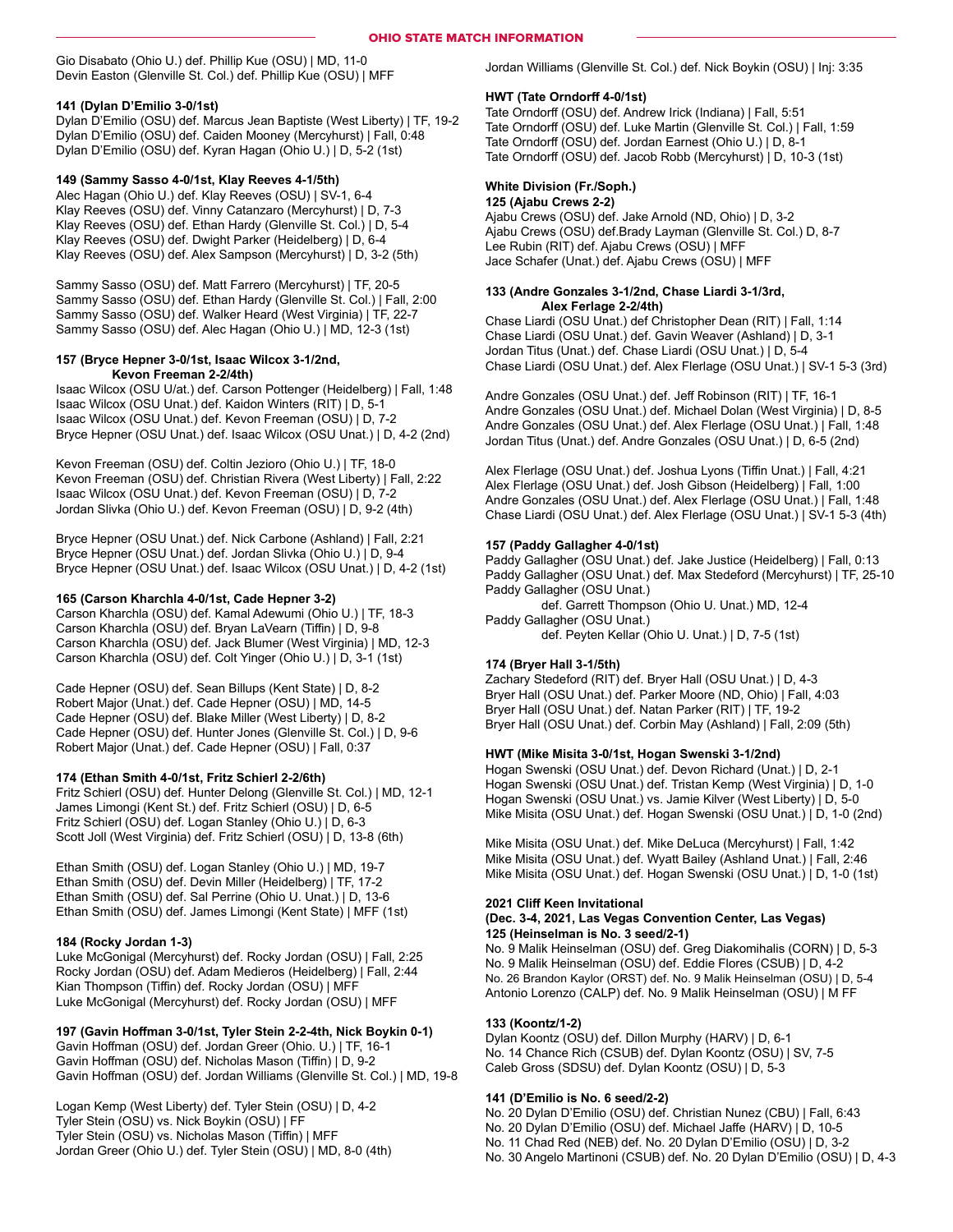Gio Disabato (Ohio U.) def. Phillip Kue (OSU) | MD, 11-0
Devin Easton (Glenville St. Col.) def. Phillip Kue (OSU) | MFF

**141 (Dylan D'Emilio 3-0/1st)**
Dylan D'Emilio (OSU) def. Marcus Jean Baptiste (West Liberty) | TF, 19-2
Dylan D'Emilio (OSU) def. Caiden Mooney (Mercyhurst) | Fall, 0:48
Dylan D'Emilio (OSU) def. Kyran Hagan (Ohio U.) | D, 5-2 (1st)

**149 (Sammy Sasso 4-0/1st, Klay Reeves 4-1/5th)**
Alec Hagan (Ohio U.) def. Klay Reeves (OSU) | SV-1, 6-4
Klay Reeves (OSU) def. Vinny Catanzaro (Mercyhurst) | D, 7-3
Klay Reeves (OSU) def. Ethan Hardy (Glenville St. Col.) | D, 5-4
Klay Reeves (OSU) def. Dwight Parker (Heidelberg) | D, 6-4
Klay Reeves (OSU) def. Alex Sampson (Mercyhurst) | D, 3-2 (5th)

Sammy Sasso (OSU) def. Matt Farrero (Mercyhurst) | TF, 20-5
Sammy Sasso (OSU) def. Ethan Hardy (Glenville St. Col.) | Fall, 2:00
Sammy Sasso (OSU) def. Walker Heard (West Virginia) | TF, 22-7
Sammy Sasso (OSU) def. Alec Hagan (Ohio U.) | MD, 12-3 (1st)

**157 (Bryce Hepner 3-0/1st, Isaac Wilcox 3-1/2nd, Kevon Freeman 2-2/4th)**
Isaac Wilcox (OSU U/at.) def. Carson Pottenger (Heidelberg) | Fall, 1:48
Isaac Wilcox (OSU Unat.) def. Kaidon Winters (RIT) | D, 5-1
Isaac Wilcox (OSU Unat.) def. Kevon Freeman (OSU) | D, 7-2
Bryce Hepner (OSU Unat.) def. Isaac Wilcox (OSU Unat.) | D, 4-2 (2nd)

Kevon Freeman (OSU) def. Coltin Jezioro (Ohio U.) | TF, 18-0
Kevon Freeman (OSU) def. Christian Rivera (West Liberty) | Fall, 2:22
Isaac Wilcox (OSU Unat.) def. Kevon Freeman (OSU) | D, 7-2
Jordan Slivka (Ohio U.) def. Kevon Freeman (OSU) | D, 9-2 (4th)

Bryce Hepner (OSU Unat.) def. Nick Carbone (Ashland) | Fall, 2:21
Bryce Hepner (OSU Unat.) def. Jordan Slivka (Ohio U.) | D, 9-4
Bryce Hepner (OSU Unat.) def. Isaac Wilcox (OSU Unat.) | D, 4-2 (1st)

**165 (Carson Kharchla 4-0/1st, Cade Hepner 3-2)**
Carson Kharchla (OSU) def. Kamal Adewumi (Ohio U.) | TF, 18-3
Carson Kharchla (OSU) def. Bryan LaVearn (Tiffin) | D, 9-8
Carson Kharchla (OSU) def. Jack Blumer (West Virginia) | MD, 12-3
Carson Kharchla (OSU) def. Colt Yinger (Ohio U.) | D, 3-1 (1st)

Cade Hepner (OSU) def. Sean Billups (Kent State) | D, 8-2
Robert Major (Unat.) def. Cade Hepner (OSU) | MD, 14-5
Cade Hepner (OSU) def. Blake Miller (West Liberty) | D, 8-2
Cade Hepner (OSU) def. Hunter Jones (Glenville St. Col.) | D, 9-6
Robert Major (Unat.) def. Cade Hepner (OSU) | Fall, 0:37

**174 (Ethan Smith 4-0/1st, Fritz Schierl 2-2/6th)**
Fritz Schierl (OSU) def. Hunter Delong (Glenville St. Col.) | MD, 12-1
James Limongi (Kent St.) def. Fritz Schierl (OSU) | D, 6-5
Fritz Schierl (OSU) def. Logan Stanley (Ohio U.) | D, 6-3
Scott Joll (West Virginia) def. Fritz Schierl (OSU) | D, 13-8 (6th)

Ethan Smith (OSU) def. Logan Stanley (Ohio U.) | MD, 19-7
Ethan Smith (OSU) def. Devin Miller (Heidelberg) | TF, 17-2
Ethan Smith (OSU) def. Sal Perrine (Ohio U. Unat.) | D, 13-6
Ethan Smith (OSU) def. James Limongi (Kent State) | MFF (1st)

**184 (Rocky Jordan 1-3)**
Luke McGonigal (Mercyhurst) def. Rocky Jordan (OSU) | Fall, 2:25
Rocky Jordan (OSU) def. Adam Medieros (Heidelberg) | Fall, 2:44
Kian Thompson (Tiffin) def. Rocky Jordan (OSU) | MFF
Luke McGonigal (Mercyhurst) def. Rocky Jordan (OSU) | MFF

**197 (Gavin Hoffman 3-0/1st, Tyler Stein 2-2-4th, Nick Boykin 0-1)**
Gavin Hoffman (OSU) def. Jordan Greer (Ohio. U.) | TF, 16-1
Gavin Hoffman (OSU) def. Nicholas Mason (Tiffin) | D, 9-2
Gavin Hoffman (OSU) def. Jordan Williams (Glenville St. Col.) | MD, 19-8

Logan Kemp (West Liberty) def. Tyler Stein (OSU) | D, 4-2
Tyler Stein (OSU) vs. Nick Boykin (OSU) | FF
Tyler Stein (OSU) vs. Nicholas Mason (Tiffin) | MFF
Jordan Greer (Ohio U.) def. Tyler Stein (OSU) | MD, 8-0 (4th)

Jordan Williams (Glenville St. Col.) def. Nick Boykin (OSU) | Inj: 3:35

**HWT (Tate Orndorff 4-0/1st)**
Tate Orndorff (OSU) def. Andrew Irick (Indiana) | Fall, 5:51
Tate Orndorff (OSU) def. Luke Martin (Glenville St. Col.) | Fall, 1:59
Tate Orndorff (OSU) def. Jordan Earnest (Ohio U.) | D, 8-1
Tate Orndorff (OSU) def. Jacob Robb (Mercyhurst) | D, 10-3 (1st)

**White Division (Fr./Soph.)**
**125 (Ajabu Crews 2-2)**
Ajabu Crews (OSU) def. Jake Arnold (ND, Ohio) | D, 3-2
Ajabu Crews (OSU) def.Brady Layman (Glenville St. Col.) D, 8-7
Lee Rubin (RIT) def. Ajabu Crews (OSU) | MFF
Jace Schafer (Unat.) def. Ajabu Crews (OSU) | MFF

**133 (Andre Gonzales 3-1/2nd, Chase Liardi 3-1/3rd, Alex Ferlage 2-2/4th)**
Chase Liardi (OSU Unat.) def Christopher Dean (RIT) | Fall, 1:14
Chase Liardi (OSU Unat.) def. Gavin Weaver (Ashland) | D, 3-1
Jordan Titus (Unat.) def. Chase Liardi (OSU Unat.) | D, 5-4
Chase Liardi (OSU Unat.) def. Alex Flerlage (OSU Unat.) | SV-1 5-3 (3rd)

Andre Gonzales (OSU Unat.) def. Jeff Robinson (RIT) | TF, 16-1
Andre Gonzales (OSU Unat.) def. Michael Dolan (West Virginia) | D, 8-5
Andre Gonzales (OSU Unat.) def. Alex Flerlage (OSU Unat.) | Fall, 1:48
Jordan Titus (Unat.) def. Andre Gonzales (OSU Unat.) | D, 6-5 (2nd)

Alex Flerlage (OSU Unat.) def. Joshua Lyons (Tiffin Unat.) | Fall, 4:21
Alex Flerlage (OSU Unat.) def. Josh Gibson (Heidelberg) | Fall, 1:00
Andre Gonzales (OSU Unat.) def. Alex Flerlage (OSU Unat.) | Fall, 1:48
Chase Liardi (OSU Unat.) def. Alex Flerlage (OSU Unat.) | SV-1 5-3 (4th)

**157 (Paddy Gallagher 4-0/1st)**
Paddy Gallagher (OSU Unat.) def. Jake Justice (Heidelberg) | Fall, 0:13
Paddy Gallagher (OSU Unat.) def. Max Stedeford (Mercyhurst) | TF, 25-10
Paddy Gallagher (OSU Unat.) def. Garrett Thompson (Ohio U. Unat.) MD, 12-4
Paddy Gallagher (OSU Unat.) def. Peyten Kellar (Ohio U. Unat.) | D, 7-5 (1st)

**174 (Bryer Hall 3-1/5th)**
Zachary Stedeford (RIT) def. Bryer Hall (OSU Unat.) | D, 4-3
Bryer Hall (OSU Unat.) def. Parker Moore (ND, Ohio) | Fall, 4:03
Bryer Hall (OSU Unat.) def. Natan Parker (RIT) | TF, 19-2
Bryer Hall (OSU Unat.) def. Corbin May (Ashland) | Fall, 2:09 (5th)

**HWT (Mike Misita 3-0/1st, Hogan Swenski 3-1/2nd)**
Hogan Swenski (OSU Unat.) def. Devon Richard (Unat.) | D, 2-1
Hogan Swenski (OSU Unat.) def. Tristan Kemp (West Virginia) | D, 1-0
Hogan Swenski (OSU Unat.) vs. Jamie Kilver (West Liberty) | D, 5-0
Mike Misita (OSU Unat.) def. Hogan Swenski (OSU Unat.) | D, 1-0 (2nd)

Mike Misita (OSU Unat.) def. Mike DeLuca (Mercyhurst) | Fall, 1:42
Mike Misita (OSU Unat.) def. Wyatt Bailey (Ashland Unat.) | Fall, 2:46
Mike Misita (OSU Unat.) def. Hogan Swenski (OSU Unat.) | D, 1-0 (1st)

**2021 Cliff Keen Invitational**
**(Dec. 3-4, 2021, Las Vegas Convention Center, Las Vegas)**
**125 (Heinselman is No. 3 seed/2-1)**
No. 9 Malik Heinselman (OSU) def. Greg Diakomihalis (CORN) | D, 5-3
No. 9 Malik Heinselman (OSU) def. Eddie Flores (CSUB) | D, 4-2
No. 26 Brandon Kaylor (ORST) def. No. 9 Malik Heinselman (OSU) | D, 5-4
Antonio Lorenzo (CALP) def. No. 9 Malik Heinselman (OSU) | M FF

**133 (Koontz/1-2)**
Dylan Koontz (OSU) def. Dillon Murphy (HARV) | D, 6-1
No. 14 Chance Rich (CSUB) def. Dylan Koontz (OSU) | SV, 7-5
Caleb Gross (SDSU) def. Dylan Koontz (OSU) | D, 5-3

**141 (D'Emilio is No. 6 seed/2-2)**
No. 20 Dylan D'Emilio (OSU) def. Christian Nunez (CBU) | Fall, 6:43
No. 20 Dylan D'Emilio (OSU) def. Michael Jaffe (HARV) | D, 10-5
No. 11 Chad Red (NEB) def. No. 20 Dylan D'Emilio (OSU) | D, 3-2
No. 30 Angelo Martinoni (CSUB) def. No. 20 Dylan D'Emilio (OSU) | D, 4-3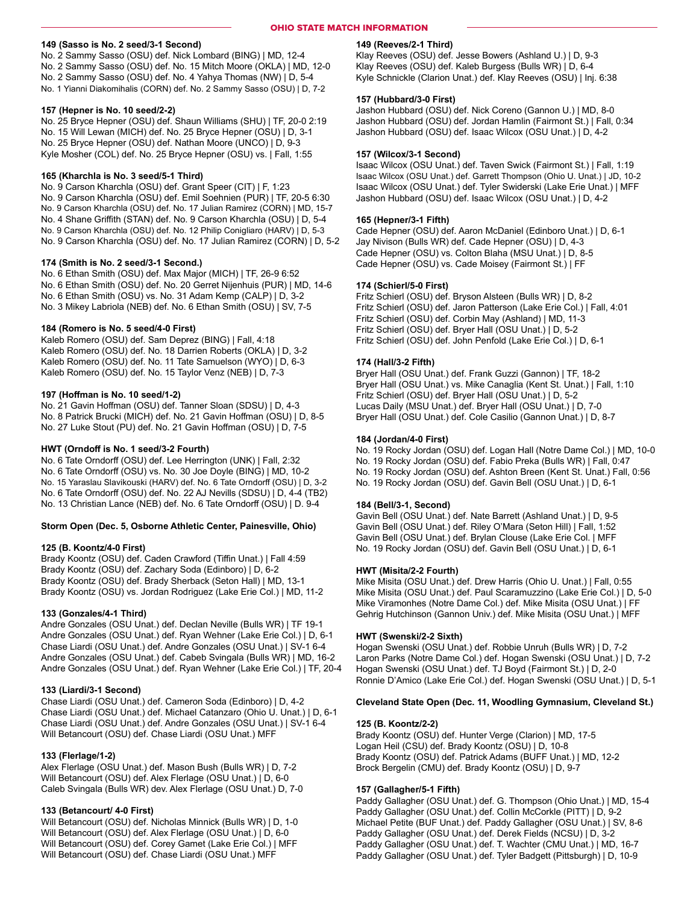## OHIO STATE MATCH INFORMATION

**149 (Sasso is No. 2 seed/3-1 Second)**
No. 2 Sammy Sasso (OSU) def. Nick Lombard (BING) | MD, 12-4
No. 2 Sammy Sasso (OSU) def. No. 15 Mitch Moore (OKLA) | MD, 12-0
No. 2 Sammy Sasso (OSU) def. No. 4 Yahya Thomas (NW) | D, 5-4
No. 1 Yianni Diakomihalis (CORN) def. No. 2 Sammy Sasso (OSU) | D, 7-2

**157 (Hepner is No. 10 seed/2-2)**
No. 25 Bryce Hepner (OSU) def. Shaun Williams (SHU) | TF, 20-0 2:19
No. 15 Will Lewan (MICH) def. No. 25 Bryce Hepner (OSU) | D, 3-1
No. 25 Bryce Hepner (OSU) def. Nathan Moore (UNCO) | D, 9-3
Kyle Mosher (COL) def. No. 25 Bryce Hepner (OSU) vs. | Fall, 1:55

**165 (Kharchla is No. 3 seed/5-1 Third)**
No. 9 Carson Kharchla (OSU) def. Grant Speer (CIT) | F, 1:23
No. 9 Carson Kharchla (OSU) def. Emil Soehnien (PUR) | TF, 20-5 6:30
No. 9 Carson Kharchla (OSU) def. No. 17 Julian Ramirez (CORN) | MD, 15-7
No. 4 Shane Griffith (STAN) def. No. 9 Carson Kharchla (OSU) | D, 5-4
No. 9 Carson Kharchla (OSU) def. No. 12 Philip Conigliaro (HARV) | D, 5-3
No. 9 Carson Kharchla (OSU) def. No. 17 Julian Ramirez (CORN) | D, 5-2

**174 (Smith is No. 2 seed/3-1 Second.)**
No. 6 Ethan Smith (OSU) def. Max Major (MICH) | TF, 26-9 6:52
No. 6 Ethan Smith (OSU) def. No. 20 Gerret Nijenhuis (PUR) | MD, 14-6
No. 6 Ethan Smith (OSU) vs. No. 31 Adam Kemp (CALP) | D, 3-2
No. 3 Mikey Labriola (NEB) def. No. 6 Ethan Smith (OSU) | SV, 7-5

**184 (Romero is No. 5 seed/4-0 First)**
Kaleb Romero (OSU) def. Sam Deprez (BING) | Fall, 4:18
Kaleb Romero (OSU) def. No. 18 Darrien Roberts (OKLA) | D, 3-2
Kaleb Romero (OSU) def. No. 11 Tate Samuelson (WYO) | D, 6-3
Kaleb Romero (OSU) def. No. 15 Taylor Venz (NEB) | D, 7-3

**197 (Hoffman is No. 10 seed/1-2)**
No. 21 Gavin Hoffman (OSU) def. Tanner Sloan (SDSU) | D, 4-3
No. 8 Patrick Brucki (MICH) def. No. 21 Gavin Hoffman (OSU) | D, 8-5
No. 27 Luke Stout (PU) def. No. 21 Gavin Hoffman (OSU) | D, 7-5

**HWT (Orndoff is No. 1 seed/3-2 Fourth)**
No. 6 Tate Orndorff (OSU) def. Lee Herrington (UNK) | Fall, 2:32
No. 6 Tate Orndorff (OSU) vs. No. 30 Joe Doyle (BING) | MD, 10-2
No. 15 Yaraslau Slavikouski (HARV) def. No. 6 Tate Orndorff (OSU) | D, 3-2
No. 6 Tate Orndorff (OSU) def. No. 22 AJ Nevills (SDSU) | D, 4-4 (TB2)
No. 13 Christian Lance (NEB) def. No. 6 Tate Orndorff (OSU) | D. 9-4

**Storm Open (Dec. 5, Osborne Athletic Center, Painesville, Ohio)**

**125 (B. Koontz/4-0 First)**
Brady Koontz (OSU) def. Caden Crawford (Tiffin Unat.) | Fall 4:59
Brady Koontz (OSU) def. Zachary Soda (Edinboro) | D, 6-2
Brady Koontz (OSU) def. Brady Sherback (Seton Hall) | MD, 13-1
Brady Koontz (OSU) vs. Jordan Rodriguez (Lake Erie Col.) | MD, 11-2

**133 (Gonzales/4-1 Third)**
Andre Gonzales (OSU Unat.) def. Declan Neville (Bulls WR) | TF 19-1
Andre Gonzales (OSU Unat.) def. Ryan Wehner (Lake Erie Col.) | D, 6-1
Chase Liardi (OSU Unat.) def. Andre Gonzales (OSU Unat.) | SV-1 6-4
Andre Gonzales (OSU Unat.) def. Cabeb Svingala (Bulls WR) | MD, 16-2
Andre Gonzales (OSU Unat.) def. Ryan Wehner (Lake Erie Col.) | TF, 20-4

**133 (Liardi/3-1 Second)**
Chase Liardi (OSU Unat.) def. Cameron Soda (Edinboro) | D, 4-2
Chase Liardi (OSU Unat.) def. Michael Catanzaro (Ohio U. Unat.) | D, 6-1
Chase Liardi (OSU Unat.) def. Andre Gonzales (OSU Unat.) | SV-1 6-4
Will Betancourt (OSU) def. Chase Liardi (OSU Unat.) MFF

**133 (Flerlage/1-2)**
Alex Flerlage (OSU Unat.) def. Mason Bush (Bulls WR) | D, 7-2
Will Betancourt (OSU) def. Alex Flerlage (OSU Unat.) | D, 6-0
Caleb Svingala (Bulls WR) dev. Alex Flerlage (OSU Unat.) D, 7-0

**133 (Betancourt/ 4-0 First)**
Will Betancourt (OSU) def. Nicholas Minnick (Bulls WR) | D, 1-0
Will Betancourt (OSU) def. Alex Flerlage (OSU Unat.) | D, 6-0
Will Betancourt (OSU) def. Corey Gamet (Lake Erie Col.) | MFF
Will Betancourt (OSU) def. Chase Liardi (OSU Unat.) MFF

**149 (Reeves/2-1 Third)**
Klay Reeves (OSU) def. Jesse Bowers (Ashland U.) | D, 9-3
Klay Reeves (OSU) def. Kaleb Burgess (Bulls WR) | D, 6-4
Kyle Schnickle (Clarion Unat.) def. Klay Reeves (OSU) | Inj. 6:38

**157 (Hubbard/3-0 First)**
Jashon Hubbard (OSU) def. Nick Coreno (Gannon U.) | MD, 8-0
Jashon Hubbard (OSU) def. Jordan Hamlin (Fairmont St.) | Fall, 0:34
Jashon Hubbard (OSU) def. Isaac Wilcox (OSU Unat.) | D, 4-2

**157 (Wilcox/3-1 Second)**
Isaac Wilcox (OSU Unat.) def. Taven Swick (Fairmont St.) | Fall, 1:19
Isaac Wilcox (OSU Unat.) def. Garrett Thompson (Ohio U. Unat.) | JD, 10-2
Isaac Wilcox (OSU Unat.) def. Tyler Swiderski (Lake Erie Unat.) | MFF
Jashon Hubbard (OSU) def. Isaac Wilcox (OSU Unat.) | D, 4-2

**165 (Hepner/3-1 Fifth)**
Cade Hepner (OSU) def. Aaron McDaniel (Edinboro Unat.) | D, 6-1
Jay Nivison (Bulls WR) def. Cade Hepner (OSU) | D, 4-3
Cade Hepner (OSU) vs. Colton Blaha (MSU Unat.) | D, 8-5
Cade Hepner (OSU) vs. Cade Moisey (Fairmont St.) | FF

**174 (Schierl/5-0 First)**
Fritz Schierl (OSU) def. Bryson Alsteen (Bulls WR) | D, 8-2
Fritz Schierl (OSU) def. Jaron Patterson (Lake Erie Col.) | Fall, 4:01
Fritz Schierl (OSU) def. Corbin May (Ashland) | MD, 11-3
Fritz Schierl (OSU) def. Bryer Hall (OSU Unat.) | D, 5-2
Fritz Schierl (OSU) def. John Penfold (Lake Erie Col.) | D, 6-1

**174 (Hall/3-2 Fifth)**
Bryer Hall (OSU Unat.) def. Frank Guzzi (Gannon) | TF, 18-2
Bryer Hall (OSU Unat.) vs. Mike Canaglia (Kent St. Unat.) | Fall, 1:10
Fritz Schierl (OSU) def. Bryer Hall (OSU Unat.) | D, 5-2
Lucas Daily (MSU Unat.) def. Bryer Hall (OSU Unat.) | D, 7-0
Bryer Hall (OSU Unat.) def. Cole Casilio (Gannon Unat.) | D, 8-7

**184 (Jordan/4-0 First)**
No. 19 Rocky Jordan (OSU) def. Logan Hall (Notre Dame Col.) | MD, 10-0
No. 19 Rocky Jordan (OSU) def. Fabio Preka (Bulls WR) | Fall, 0:47
No. 19 Rocky Jordan (OSU) def. Ashton Breen (Kent St. Unat.) Fall, 0:56
No. 19 Rocky Jordan (OSU) def. Gavin Bell (OSU Unat.) | D, 6-1

**184 (Bell/3-1, Second)**
Gavin Bell (OSU Unat.) def. Nate Barrett (Ashland Unat.) | D, 9-5
Gavin Bell (OSU Unat.) def. Riley O'Mara (Seton Hill) | Fall, 1:52
Gavin Bell (OSU Unat.) def. Brylan Clouse (Lake Erie Col. | MFF
No. 19 Rocky Jordan (OSU) def. Gavin Bell (OSU Unat.) | D, 6-1

**HWT (Misita/2-2 Fourth)**
Mike Misita (OSU Unat.) def. Drew Harris (Ohio U. Unat.) | Fall, 0:55
Mike Misita (OSU Unat.) def. Paul Scaramuzzino (Lake Erie Col.) | D, 5-0
Mike Viramonhes (Notre Dame Col.) def. Mike Misita (OSU Unat.) | FF
Gehrig Hutchinson (Gannon Univ.) def. Mike Misita (OSU Unat.) | MFF

**HWT (Swenski/2-2 Sixth)**
Hogan Swenski (OSU Unat.) def. Robbie Unruh (Bulls WR) | D, 7-2
Laron Parks (Notre Dame Col.) def. Hogan Swenski (OSU Unat.) | D, 7-2
Hogan Swenski (OSU Unat.) def. TJ Boyd (Fairmont St.) | D, 2-0
Ronnie D'Amico (Lake Erie Col.) def. Hogan Swenski (OSU Unat.) | D, 5-1

**Cleveland State Open (Dec. 11, Woodling Gymnasium, Cleveland St.)**

**125 (B. Koontz/2-2)**
Brady Koontz (OSU) def. Hunter Verge (Clarion) | MD, 17-5
Logan Heil (CSU) def. Brady Koontz (OSU) | D, 10-8
Brady Koontz (OSU) def. Patrick Adams (BUFF Unat.) | MD, 12-2
Brock Bergelin (CMU) def. Brady Koontz (OSU) | D, 9-7

**157 (Gallagher/5-1 Fifth)**
Paddy Gallagher (OSU Unat.) def. G. Thompson (Ohio Unat.) | MD, 15-4
Paddy Gallagher (OSU Unat.) def. Collin McCorkle (PITT) | D, 9-2
Michael Petite (BUF Unat.) def. Paddy Gallagher (OSU Unat.) | SV, 8-6
Paddy Gallagher (OSU Unat.) def. Derek Fields (NCSU) | D, 3-2
Paddy Gallagher (OSU Unat.) def. T. Wachter (CMU Unat.) | MD, 16-7
Paddy Gallagher (OSU Unat.) def. Tyler Badgett (Pittsburgh) | D, 10-9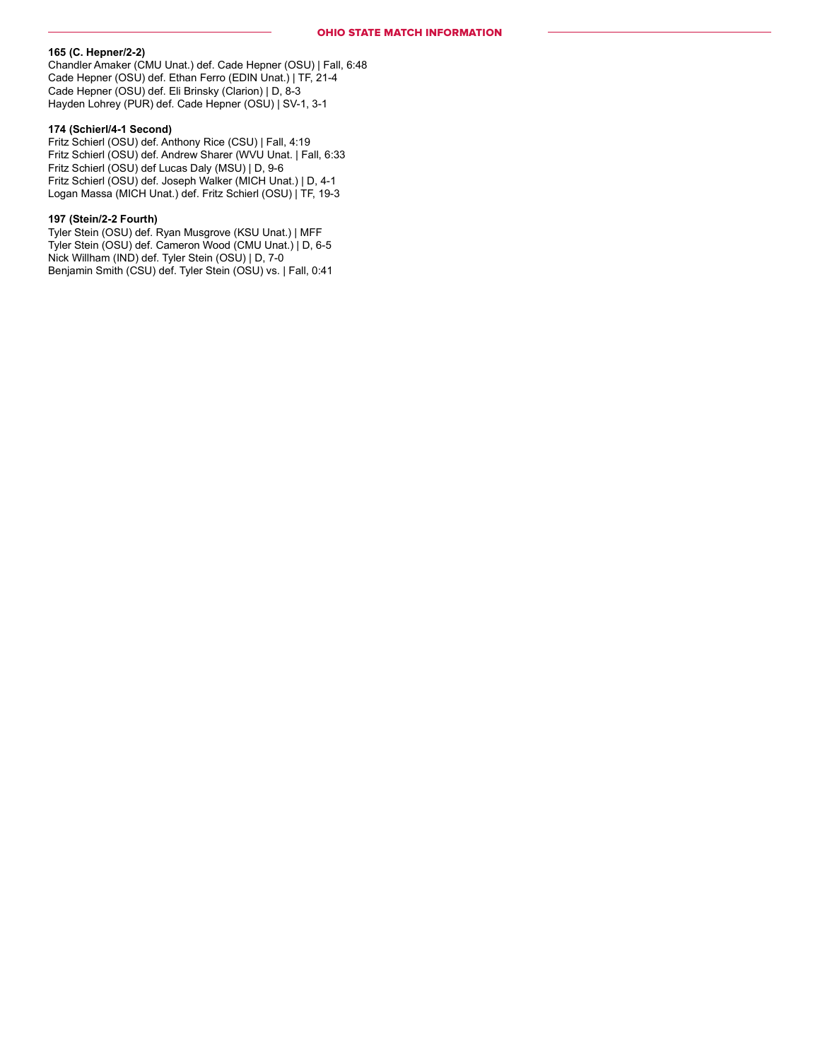**165 (C. Hepner/2-2)**
Chandler Amaker (CMU Unat.) def. Cade Hepner (OSU) | Fall, 6:48
Cade Hepner (OSU) def. Ethan Ferro (EDIN Unat.) | TF, 21-4
Cade Hepner (OSU) def. Eli Brinsky (Clarion) | D, 8-3
Hayden Lohrey (PUR) def. Cade Hepner (OSU) | SV-1, 3-1

**174 (Schierl/4-1 Second)**
Fritz Schierl (OSU) def. Anthony Rice (CSU) | Fall, 4:19
Fritz Schierl (OSU) def. Andrew Sharer (WVU Unat. | Fall, 6:33
Fritz Schierl (OSU) def Lucas Daly (MSU) | D, 9-6
Fritz Schierl (OSU) def. Joseph Walker (MICH Unat.) | D, 4-1
Logan Massa (MICH Unat.) def. Fritz Schierl (OSU) | TF, 19-3

**197 (Stein/2-2 Fourth)**
Tyler Stein (OSU) def. Ryan Musgrove (KSU Unat.) | MFF
Tyler Stein (OSU) def. Cameron Wood (CMU Unat.) | D, 6-5
Nick Willham (IND) def. Tyler Stein (OSU) | D, 7-0
Benjamin Smith (CSU) def. Tyler Stein (OSU) vs. | Fall, 0:41